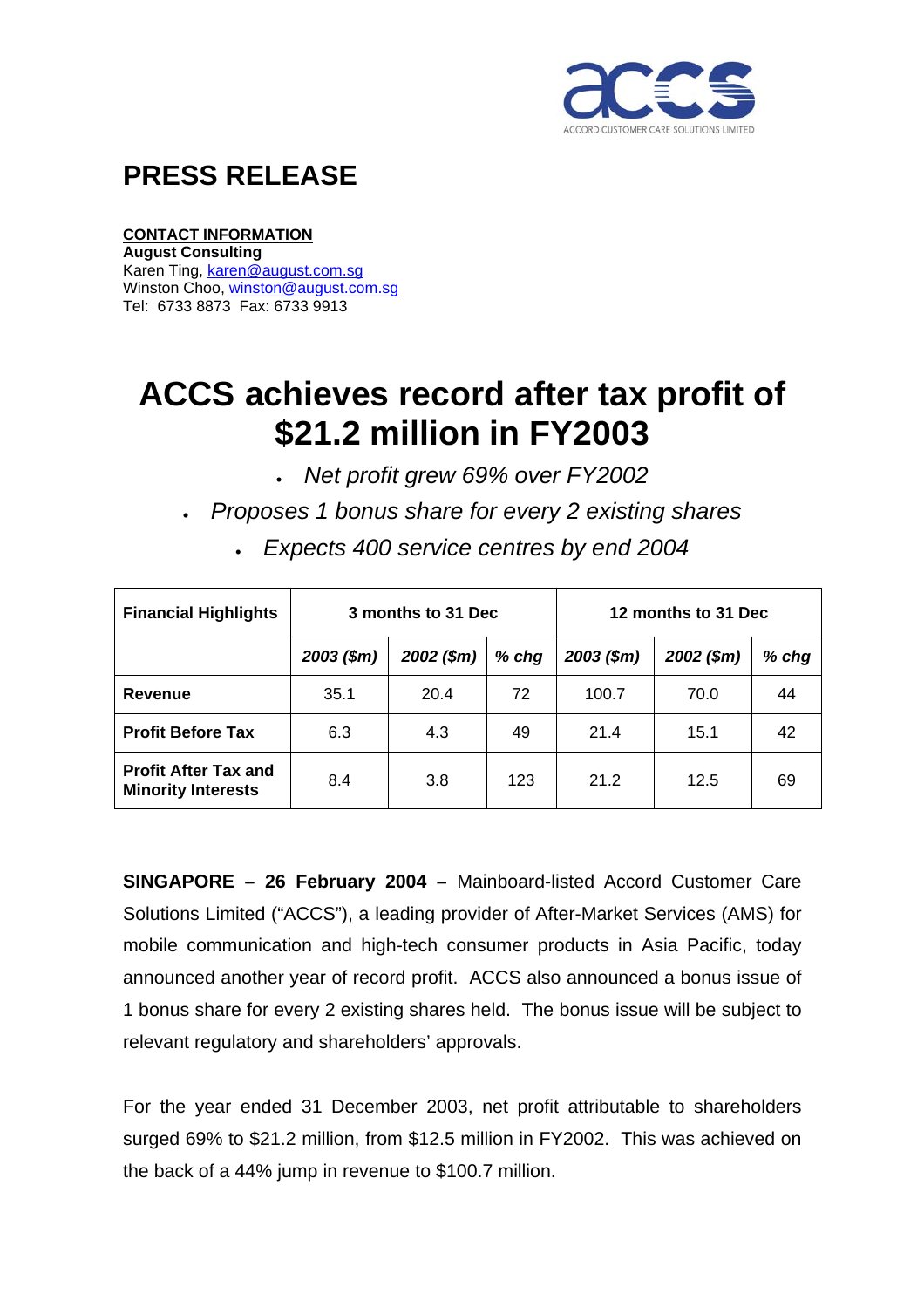ACCORD CUSTOMER CARE SOLUTIONS LIMITED

# PRESS RELEASE

**CONTACT INFORMATION**
**August Consulting**
Karen Ting, karen@august.com.sg
Winston Choo, winston@august.com.sg
Tel: 6733 8873 Fax: 6733 9913

# ACCS achieves record after tax profit of $21.2 million in FY2003

- *Net profit grew 69% over FY2002*
- *Proposes 1 bonus share for every 2 existing shares*
- *Expects 400 service centres by end 2004*

| Financial Highlights | 3 months to 31 Dec | | | 12 months to 31 Dec | | |
|---|---|---|---|---|---|---|
| | *2003 ($m)* | *2002 ($m)* | *% chg* | *2003 ($m)* | *2002 ($m)* | *% chg* |
| **Revenue** | 35.1 | 20.4 | 72 | 100.7 | 70.0 | 44 |
| **Profit Before Tax** | 6.3 | 4.3 | 49 | 21.4 | 15.1 | 42 |
| **Profit After Tax and Minority Interests** | 8.4 | 3.8 | 123 | 21.2 | 12.5 | 69 |

**SINGAPORE – 26 February 2004 –** Mainboard-listed Accord Customer Care Solutions Limited ("ACCS"), a leading provider of After-Market Services (AMS) for mobile communication and high-tech consumer products in Asia Pacific, today announced another year of record profit. ACCS also announced a bonus issue of 1 bonus share for every 2 existing shares held. The bonus issue will be subject to relevant regulatory and shareholders' approvals.

For the year ended 31 December 2003, net profit attributable to shareholders surged 69% to $21.2 million, from $12.5 million in FY2002. This was achieved on the back of a 44% jump in revenue to $100.7 million.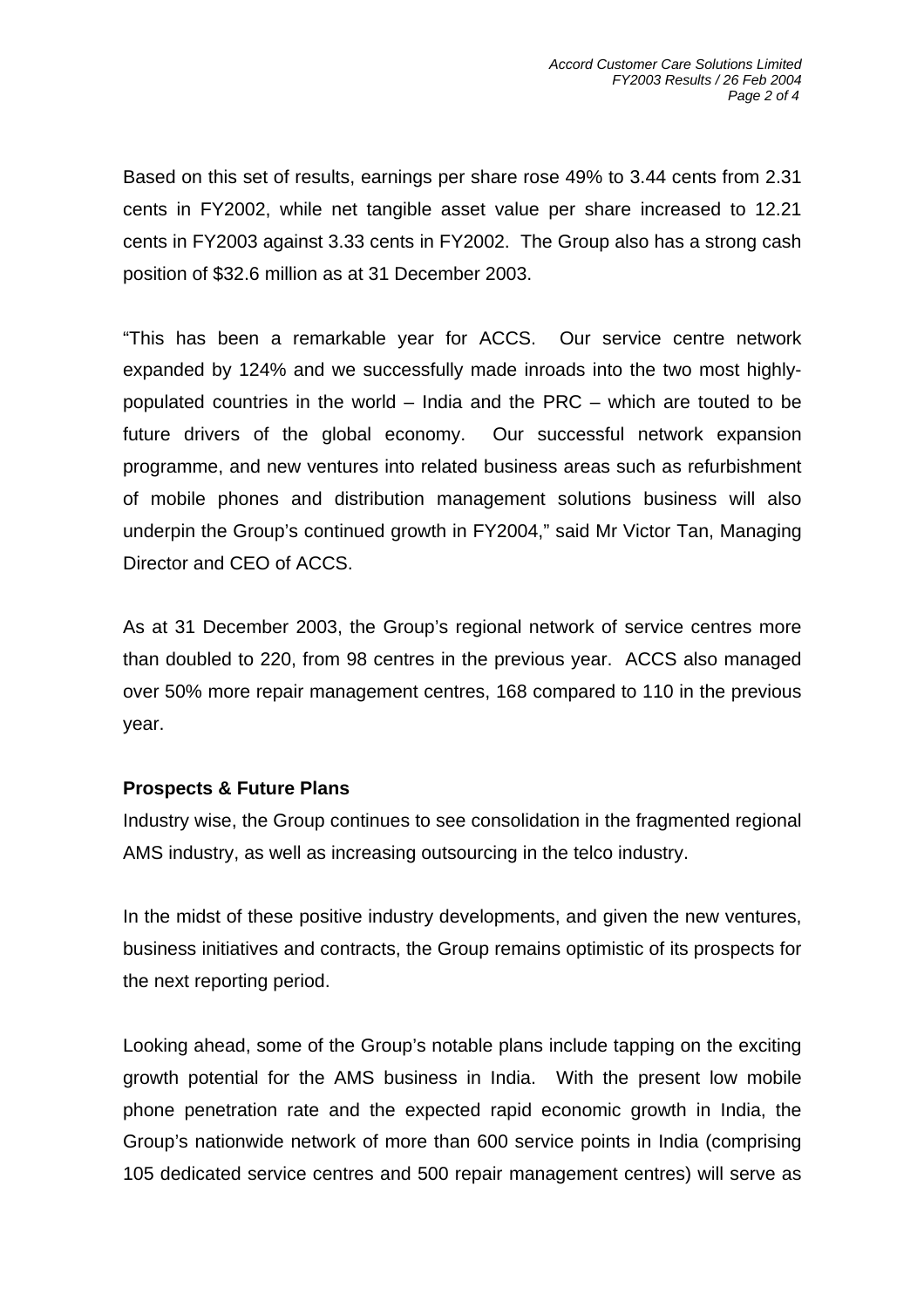Based on this set of results, earnings per share rose 49% to 3.44 cents from 2.31 cents in FY2002, while net tangible asset value per share increased to 12.21 cents in FY2003 against 3.33 cents in FY2002. The Group also has a strong cash position of $32.6 million as at 31 December 2003.

"This has been a remarkable year for ACCS. Our service centre network expanded by 124% and we successfully made inroads into the two most highly-populated countries in the world – India and the PRC – which are touted to be future drivers of the global economy. Our successful network expansion programme, and new ventures into related business areas such as refurbishment of mobile phones and distribution management solutions business will also underpin the Group's continued growth in FY2004," said Mr Victor Tan, Managing Director and CEO of ACCS.

As at 31 December 2003, the Group's regional network of service centres more than doubled to 220, from 98 centres in the previous year. ACCS also managed over 50% more repair management centres, 168 compared to 110 in the previous year.

**Prospects & Future Plans**

Industry wise, the Group continues to see consolidation in the fragmented regional AMS industry, as well as increasing outsourcing in the telco industry.

In the midst of these positive industry developments, and given the new ventures, business initiatives and contracts, the Group remains optimistic of its prospects for the next reporting period.

Looking ahead, some of the Group's notable plans include tapping on the exciting growth potential for the AMS business in India. With the present low mobile phone penetration rate and the expected rapid economic growth in India, the Group's nationwide network of more than 600 service points in India (comprising 105 dedicated service centres and 500 repair management centres) will serve as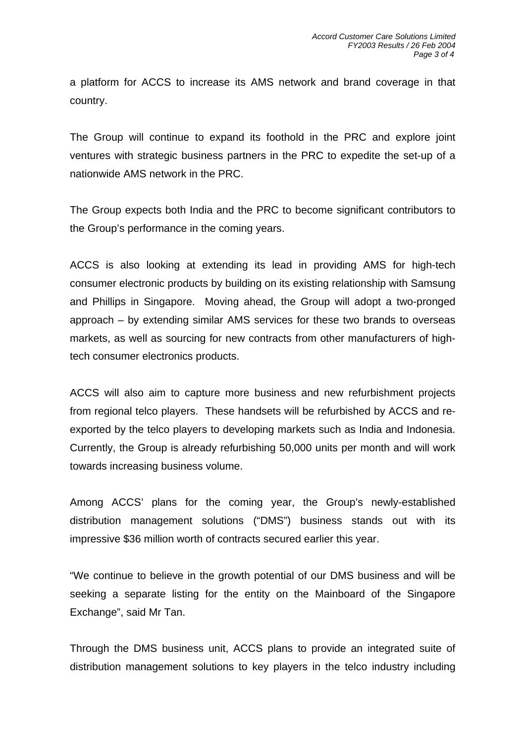a platform for ACCS to increase its AMS network and brand coverage in that country.

The Group will continue to expand its foothold in the PRC and explore joint ventures with strategic business partners in the PRC to expedite the set-up of a nationwide AMS network in the PRC.

The Group expects both India and the PRC to become significant contributors to the Group's performance in the coming years.

ACCS is also looking at extending its lead in providing AMS for high-tech consumer electronic products by building on its existing relationship with Samsung and Phillips in Singapore. Moving ahead, the Group will adopt a two-pronged approach – by extending similar AMS services for these two brands to overseas markets, as well as sourcing for new contracts from other manufacturers of high-tech consumer electronics products.

ACCS will also aim to capture more business and new refurbishment projects from regional telco players. These handsets will be refurbished by ACCS and re-exported by the telco players to developing markets such as India and Indonesia. Currently, the Group is already refurbishing 50,000 units per month and will work towards increasing business volume.

Among ACCS' plans for the coming year, the Group's newly-established distribution management solutions ("DMS") business stands out with its impressive $36 million worth of contracts secured earlier this year.

"We continue to believe in the growth potential of our DMS business and will be seeking a separate listing for the entity on the Mainboard of the Singapore Exchange", said Mr Tan.

Through the DMS business unit, ACCS plans to provide an integrated suite of distribution management solutions to key players in the telco industry including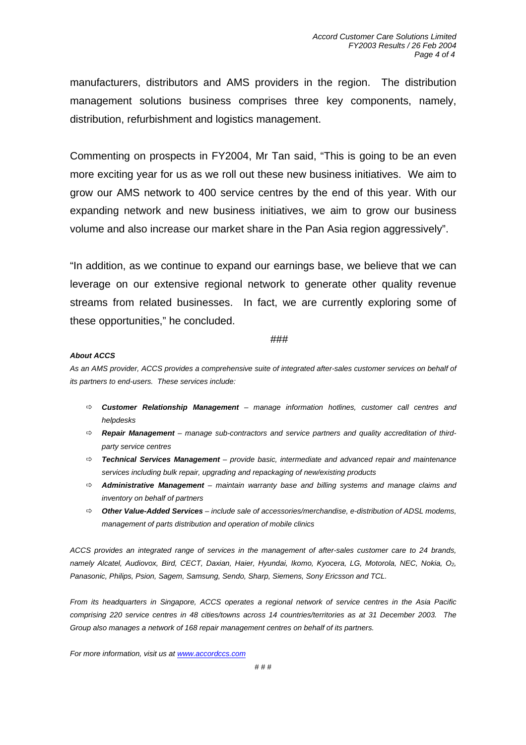manufacturers, distributors and AMS providers in the region. The distribution management solutions business comprises three key components, namely, distribution, refurbishment and logistics management.

Commenting on prospects in FY2004, Mr Tan said, "This is going to be an even more exciting year for us as we roll out these new business initiatives. We aim to grow our AMS network to 400 service centres by the end of this year. With our expanding network and new business initiatives, we aim to grow our business volume and also increase our market share in the Pan Asia region aggressively".

"In addition, as we continue to expand our earnings base, we believe that we can leverage on our extensive regional network to generate other quality revenue streams from related businesses. In fact, we are currently exploring some of these opportunities," he concluded.

###

***About ACCS***

*As an AMS provider, ACCS provides a comprehensive suite of integrated after-sales customer services on behalf of its partners to end-users. These services include:*

- ***Customer Relationship Management** – manage information hotlines, customer call centres and helpdesks*
- ***Repair Management** – manage sub-contractors and service partners and quality accreditation of third-party service centres*
- ***Technical Services Management** – provide basic, intermediate and advanced repair and maintenance services including bulk repair, upgrading and repackaging of new/existing products*
- ***Administrative Management** – maintain warranty base and billing systems and manage claims and inventory on behalf of partners*
- ***Other Value-Added Services** – include sale of accessories/merchandise, e-distribution of ADSL modems, management of parts distribution and operation of mobile clinics*

*ACCS provides an integrated range of services in the management of after-sales customer care to 24 brands, namely Alcatel, Audiovox, Bird, CECT, Daxian, Haier, Hyundai, Ikomo, Kyocera, LG, Motorola, NEC, Nokia, $O_2$, Panasonic, Philips, Psion, Sagem, Samsung, Sendo, Sharp, Siemens, Sony Ericsson and TCL.*

*From its headquarters in Singapore, ACCS operates a regional network of service centres in the Asia Pacific comprising 220 service centres in 48 cities/towns across 14 countries/territories as at 31 December 2003. The Group also manages a network of 168 repair management centres on behalf of its partners.*

*For more information, visit us at [www.accordccs.com](http://www.accordccs.com)*

# # #